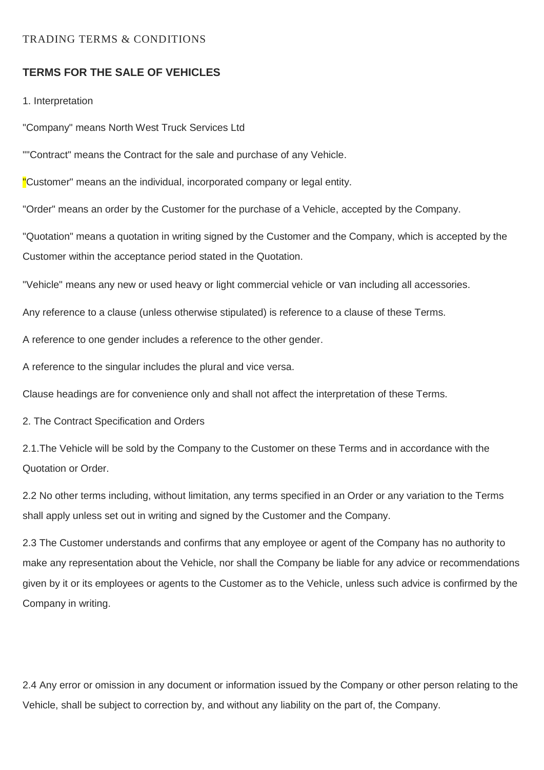TRADING TERMS & CONDITIONS

## TERMS FOR THE SALE OF VEHICLES

1. Interpretation

"Company" means North West Truck Services Ltd

""Contract" means the Contract for the sale and purchase of any Vehicle.

"Customer" means an the individual, incorporated company or legal entity.

"Order" means an order by the Customer for the purchase of a Vehicle, accepted by the Company.

"Quotation" means a quotation in writing signed by the Customer and the Company, which is accepted by the Customer within the acceptance period stated in the Quotation.

"Vehicle" means any new or used heavy or light commercial vehicle or van including all accessories.

Any reference to a clause (unless otherwise stipulated) is reference to a clause of these Terms.

A reference to one gender includes a reference to the other gender.

A reference to the singular includes the plural and vice versa.

Clause headings are for convenience only and shall not affect the interpretation of these Terms.

2. The Contract Specification and Orders

2.1.The Vehicle will be sold by the Company to the Customer on these Terms and in accordance with the Quotation or Order.

2.2 No other terms including, without limitation, any terms specified in an Order or any variation to the Terms shall apply unless set out in writing and signed by the Customer and the Company.

2.3 The Customer understands and confirms that any employee or agent of the Company has no authority to make any representation about the Vehicle, nor shall the Company be liable for any advice or recommendations given by it or its employees or agents to the Customer as to the Vehicle, unless such advice is confirmed by the Company in writing.

2.4 Any error or omission in any document or information issued by the Company or other person relating to the Vehicle, shall be subject to correction by, and without any liability on the part of, the Company.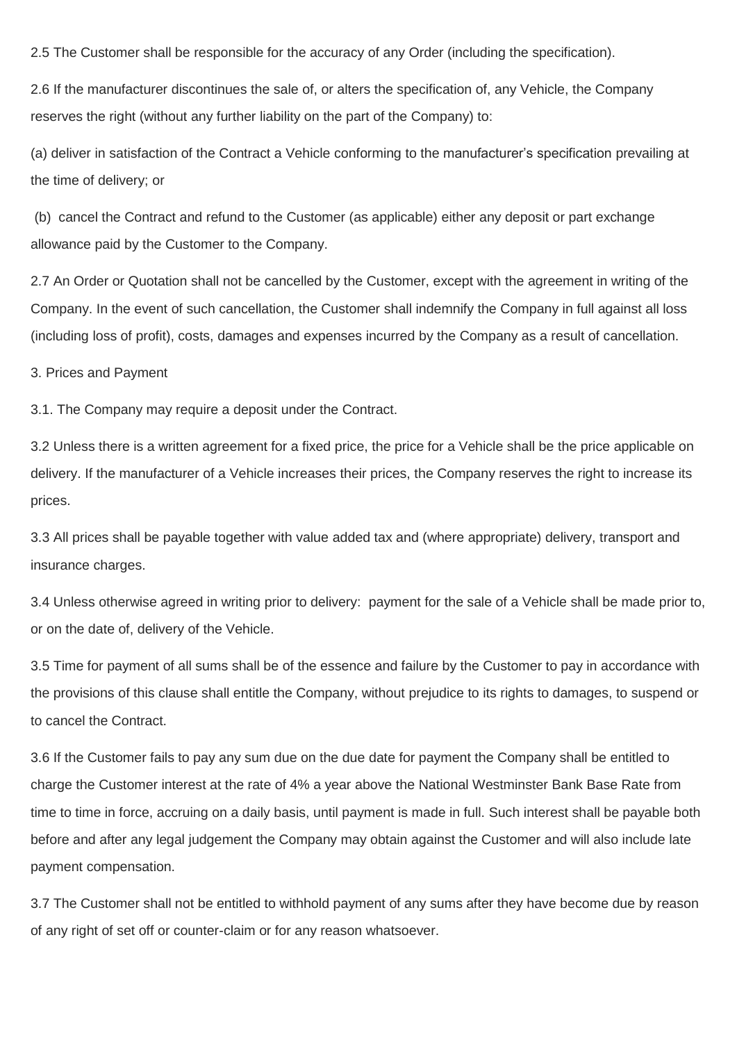2.5 The Customer shall be responsible for the accuracy of any Order (including the specification).

2.6 If the manufacturer discontinues the sale of, or alters the specification of, any Vehicle, the Company reserves the right (without any further liability on the part of the Company) to:

(a) deliver in satisfaction of the Contract a Vehicle conforming to the manufacturer's specification prevailing at the time of delivery; or

(b) cancel the Contract and refund to the Customer (as applicable) either any deposit or part exchange allowance paid by the Customer to the Company.

2.7 An Order or Quotation shall not be cancelled by the Customer, except with the agreement in writing of the Company. In the event of such cancellation, the Customer shall indemnify the Company in full against all loss (including loss of profit), costs, damages and expenses incurred by the Company as a result of cancellation.

## 3. Prices and Payment

3.1. The Company may require a deposit under the Contract.

3.2 Unless there is a written agreement for a fixed price, the price for a Vehicle shall be the price applicable on delivery. If the manufacturer of a Vehicle increases their prices, the Company reserves the right to increase its prices.

3.3 All prices shall be payable together with value added tax and (where appropriate) delivery, transport and insurance charges.

3.4 Unless otherwise agreed in writing prior to delivery: payment for the sale of a Vehicle shall be made prior to, or on the date of, delivery of the Vehicle.

3.5 Time for payment of all sums shall be of the essence and failure by the Customer to pay in accordance with the provisions of this clause shall entitle the Company, without prejudice to its rights to damages, to suspend or to cancel the Contract.

3.6 If the Customer fails to pay any sum due on the due date for payment the Company shall be entitled to charge the Customer interest at the rate of 4% a year above the National Westminster Bank Base Rate from time to time in force, accruing on a daily basis, until payment is made in full. Such interest shall be payable both before and after any legal judgement the Company may obtain against the Customer and will also include late payment compensation.

3.7 The Customer shall not be entitled to withhold payment of any sums after they have become due by reason of any right of set off or counter-claim or for any reason whatsoever.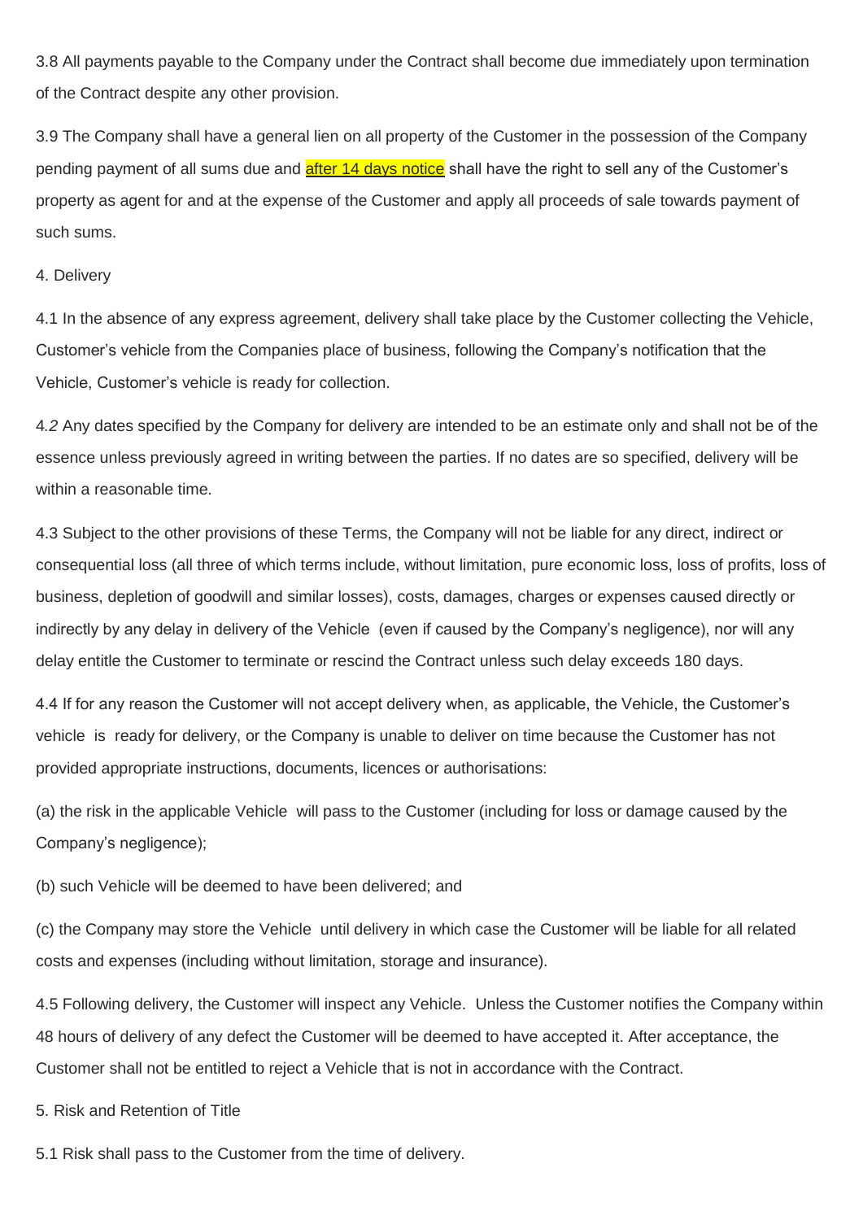3.8 All payments payable to the Company under the Contract shall become due immediately upon termination of the Contract despite any other provision.

3.9 The Company shall have a general lien on all property of the Customer in the possession of the Company pending payment of all sums due and after 14 days notice shall have the right to sell any of the Customer's property as agent for and at the expense of the Customer and apply all proceeds of sale towards payment of such sums.

4. Delivery

4.1 In the absence of any express agreement, delivery shall take place by the Customer collecting the Vehicle, Customer's vehicle from the Companies place of business, following the Company's notification that the Vehicle, Customer's vehicle is ready for collection.

4.2 Any dates specified by the Company for delivery are intended to be an estimate only and shall not be of the essence unless previously agreed in writing between the parties. If no dates are so specified, delivery will be within a reasonable time.

4.3 Subject to the other provisions of these Terms, the Company will not be liable for any direct, indirect or consequential loss (all three of which terms include, without limitation, pure economic loss, loss of profits, loss of business, depletion of goodwill and similar losses), costs, damages, charges or expenses caused directly or indirectly by any delay in delivery of the Vehicle (even if caused by the Company's negligence), nor will any delay entitle the Customer to terminate or rescind the Contract unless such delay exceeds 180 days.

4.4 If for any reason the Customer will not accept delivery when, as applicable, the Vehicle, the Customer's vehicle is ready for delivery, or the Company is unable to deliver on time because the Customer has not provided appropriate instructions, documents, licences or authorisations:

(a) the risk in the applicable Vehicle will pass to the Customer (including for loss or damage caused by the Company's negligence);

(b) such Vehicle will be deemed to have been delivered; and

(c) the Company may store the Vehicle until delivery in which case the Customer will be liable for all related costs and expenses (including without limitation, storage and insurance).

4.5 Following delivery, the Customer will inspect any Vehicle. Unless the Customer notifies the Company within 48 hours of delivery of any defect the Customer will be deemed to have accepted it. After acceptance, the Customer shall not be entitled to reject a Vehicle that is not in accordance with the Contract.

5. Risk and Retention of Title

5.1 Risk shall pass to the Customer from the time of delivery.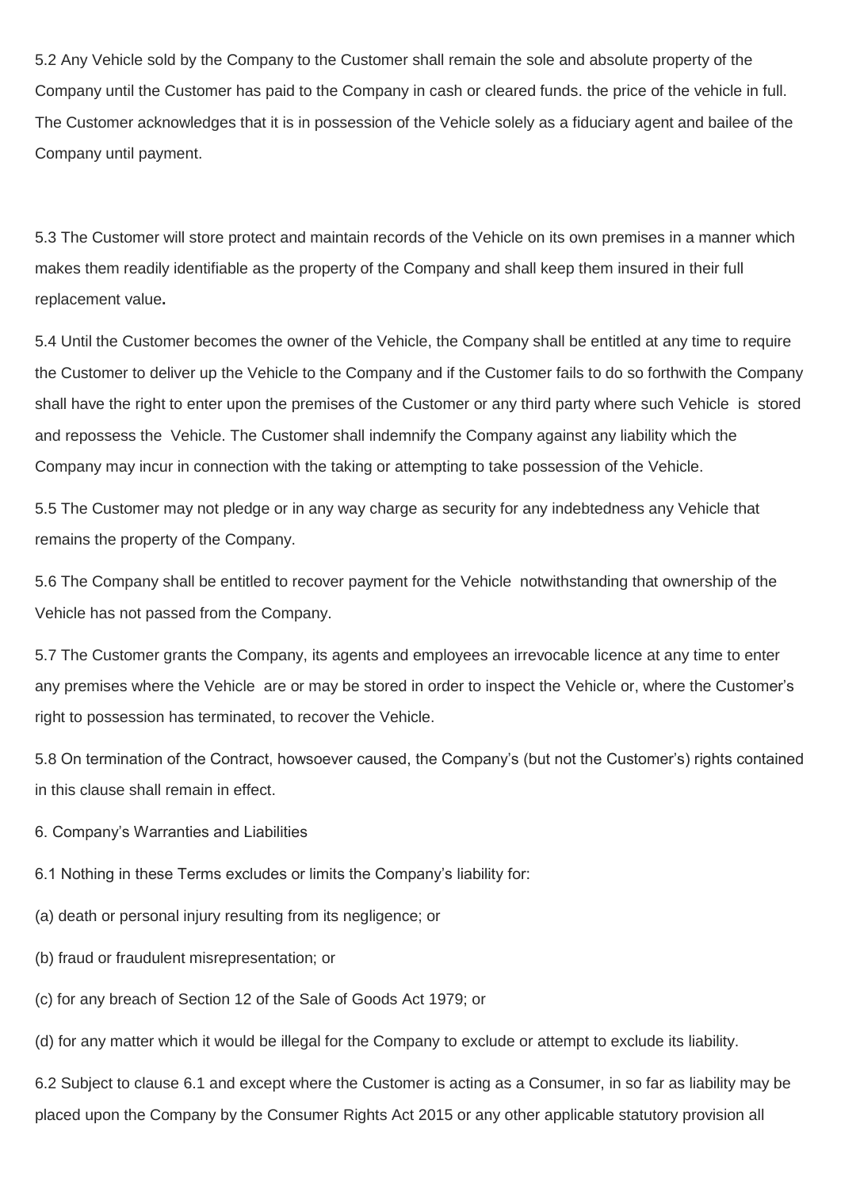5.2 Any Vehicle sold by the Company to the Customer shall remain the sole and absolute property of the Company until the Customer has paid to the Company in cash or cleared funds. the price of the vehicle in full. The Customer acknowledges that it is in possession of the Vehicle solely as a fiduciary agent and bailee of the Company until payment.

5.3 The Customer will store protect and maintain records of the Vehicle on its own premises in a manner which makes them readily identifiable as the property of the Company and shall keep them insured in their full replacement value**.**

5.4 Until the Customer becomes the owner of the Vehicle, the Company shall be entitled at any time to require the Customer to deliver up the Vehicle to the Company and if the Customer fails to do so forthwith the Company shall have the right to enter upon the premises of the Customer or any third party where such Vehicle is stored and repossess the Vehicle. The Customer shall indemnify the Company against any liability which the Company may incur in connection with the taking or attempting to take possession of the Vehicle.

5.5 The Customer may not pledge or in any way charge as security for any indebtedness any Vehicle that remains the property of the Company.

5.6 The Company shall be entitled to recover payment for the Vehicle notwithstanding that ownership of the Vehicle has not passed from the Company.

5.7 The Customer grants the Company, its agents and employees an irrevocable licence at any time to enter any premises where the Vehicle are or may be stored in order to inspect the Vehicle or, where the Customer's right to possession has terminated, to recover the Vehicle.

5.8 On termination of the Contract, howsoever caused, the Company's (but not the Customer's) rights contained in this clause shall remain in effect.

6. Company's Warranties and Liabilities

6.1 Nothing in these Terms excludes or limits the Company's liability for:

(a) death or personal injury resulting from its negligence; or

(b) fraud or fraudulent misrepresentation; or

(c) for any breach of Section 12 of the Sale of Goods Act 1979; or

(d) for any matter which it would be illegal for the Company to exclude or attempt to exclude its liability.

6.2 Subject to clause 6.1 and except where the Customer is acting as a Consumer, in so far as liability may be placed upon the Company by the Consumer Rights Act 2015 or any other applicable statutory provision all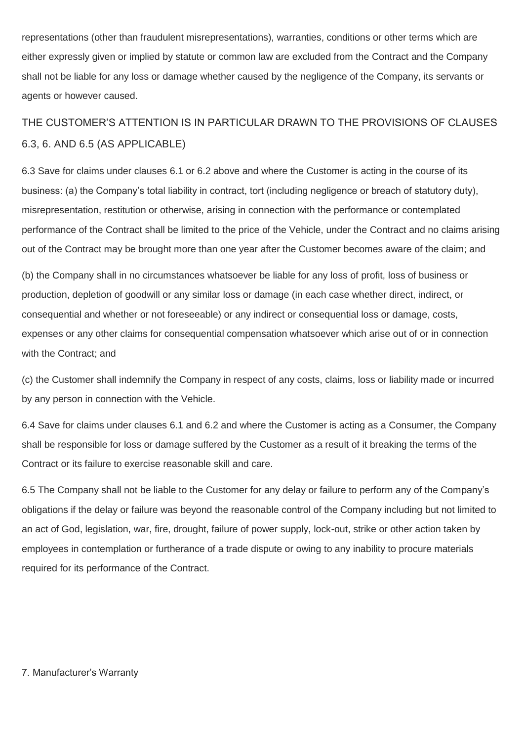representations (other than fraudulent misrepresentations), warranties, conditions or other terms which are either expressly given or implied by statute or common law are excluded from the Contract and the Company shall not be liable for any loss or damage whether caused by the negligence of the Company, its servants or agents or however caused.

THE CUSTOMER'S ATTENTION IS IN PARTICULAR DRAWN TO THE PROVISIONS OF CLAUSES 6.3, 6. AND 6.5 (AS APPLICABLE)

6.3 Save for claims under clauses 6.1 or 6.2 above and where the Customer is acting in the course of its business: (a) the Company's total liability in contract, tort (including negligence or breach of statutory duty), misrepresentation, restitution or otherwise, arising in connection with the performance or contemplated performance of the Contract shall be limited to the price of the Vehicle, under the Contract and no claims arising out of the Contract may be brought more than one year after the Customer becomes aware of the claim; and

(b) the Company shall in no circumstances whatsoever be liable for any loss of profit, loss of business or production, depletion of goodwill or any similar loss or damage (in each case whether direct, indirect, or consequential and whether or not foreseeable) or any indirect or consequential loss or damage, costs, expenses or any other claims for consequential compensation whatsoever which arise out of or in connection with the Contract; and

(c) the Customer shall indemnify the Company in respect of any costs, claims, loss or liability made or incurred by any person in connection with the Vehicle.

6.4 Save for claims under clauses 6.1 and 6.2 and where the Customer is acting as a Consumer, the Company shall be responsible for loss or damage suffered by the Customer as a result of it breaking the terms of the Contract or its failure to exercise reasonable skill and care.

6.5 The Company shall not be liable to the Customer for any delay or failure to perform any of the Company's obligations if the delay or failure was beyond the reasonable control of the Company including but not limited to an act of God, legislation, war, fire, drought, failure of power supply, lock-out, strike or other action taken by employees in contemplation or furtherance of a trade dispute or owing to any inability to procure materials required for its performance of the Contract.

7. Manufacturer's Warranty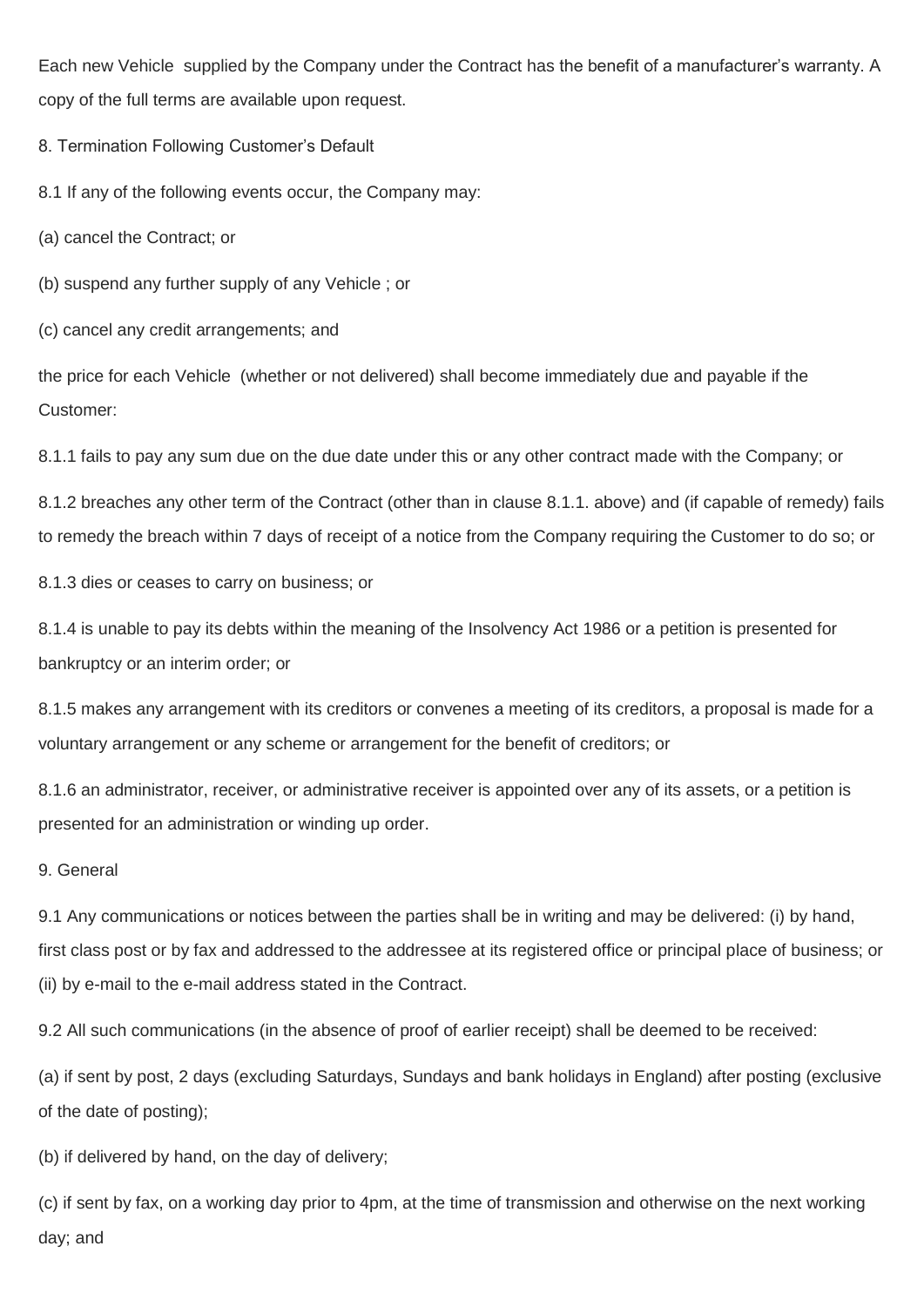Each new Vehicle supplied by the Company under the Contract has the benefit of a manufacturer's warranty. A copy of the full terms are available upon request.

## 8. Termination Following Customer's Default

8.1 If any of the following events occur, the Company may:

(a) cancel the Contract; or

(b) suspend any further supply of any Vehicle ; or

(c) cancel any credit arrangements; and

the price for each Vehicle (whether or not delivered) shall become immediately due and payable if the Customer:

8.1.1 fails to pay any sum due on the due date under this or any other contract made with the Company; or

8.1.2 breaches any other term of the Contract (other than in clause 8.1.1. above) and (if capable of remedy) fails to remedy the breach within 7 days of receipt of a notice from the Company requiring the Customer to do so; or

8.1.3 dies or ceases to carry on business; or

8.1.4 is unable to pay its debts within the meaning of the Insolvency Act 1986 or a petition is presented for bankruptcy or an interim order; or

8.1.5 makes any arrangement with its creditors or convenes a meeting of its creditors, a proposal is made for a voluntary arrangement or any scheme or arrangement for the benefit of creditors; or

8.1.6 an administrator, receiver, or administrative receiver is appointed over any of its assets, or a petition is presented for an administration or winding up order.

## 9. General

9.1 Any communications or notices between the parties shall be in writing and may be delivered: (i) by hand, first class post or by fax and addressed to the addressee at its registered office or principal place of business; or (ii) by e-mail to the e-mail address stated in the Contract.

9.2 All such communications (in the absence of proof of earlier receipt) shall be deemed to be received:

(a) if sent by post, 2 days (excluding Saturdays, Sundays and bank holidays in England) after posting (exclusive of the date of posting);

(b) if delivered by hand, on the day of delivery;

(c) if sent by fax, on a working day prior to 4pm, at the time of transmission and otherwise on the next working day; and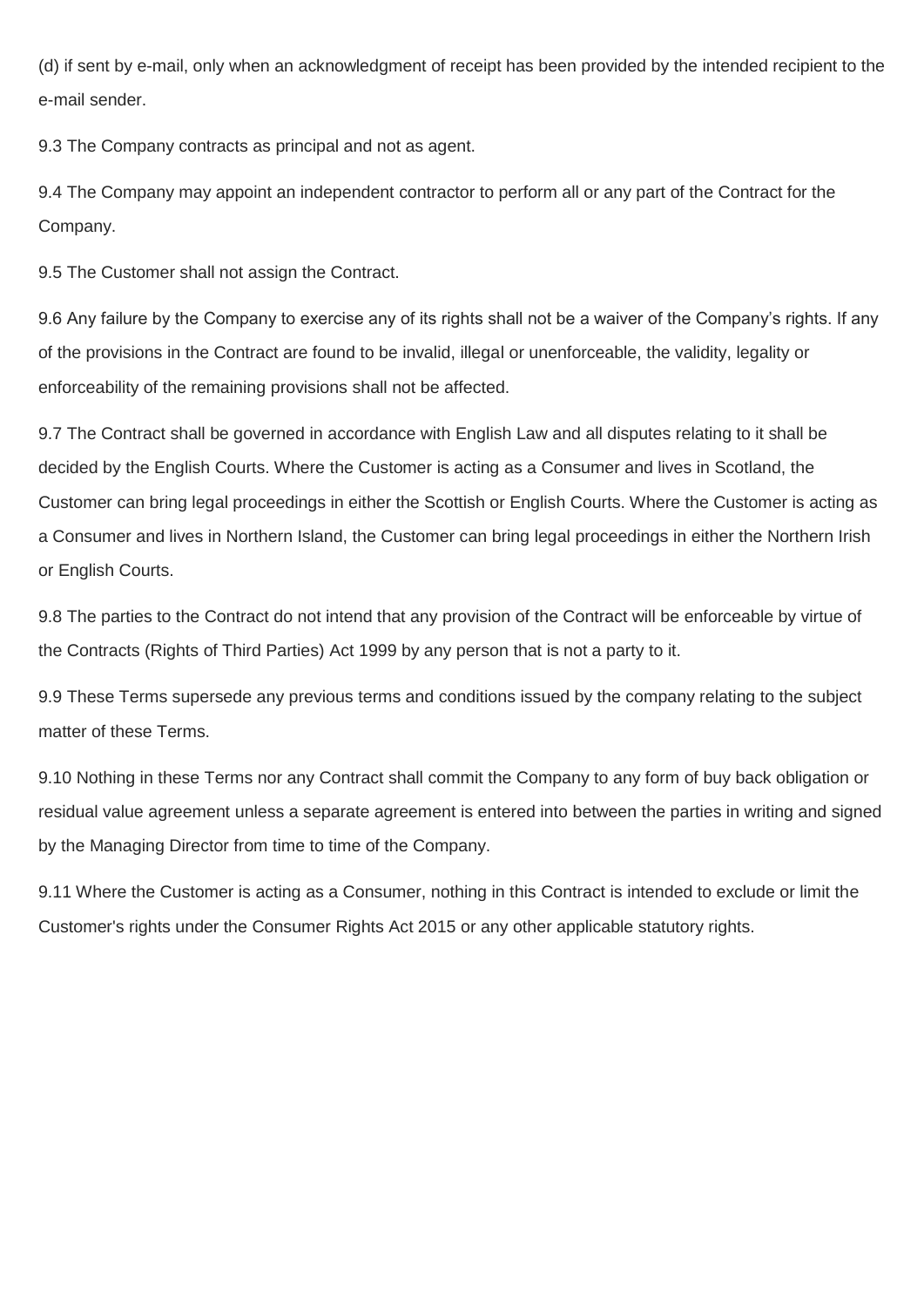(d) if sent by e-mail, only when an acknowledgment of receipt has been provided by the intended recipient to the e-mail sender.

9.3 The Company contracts as principal and not as agent.

9.4 The Company may appoint an independent contractor to perform all or any part of the Contract for the Company.

9.5 The Customer shall not assign the Contract.

9.6 Any failure by the Company to exercise any of its rights shall not be a waiver of the Company's rights. If any of the provisions in the Contract are found to be invalid, illegal or unenforceable, the validity, legality or enforceability of the remaining provisions shall not be affected.

9.7 The Contract shall be governed in accordance with English Law and all disputes relating to it shall be decided by the English Courts. Where the Customer is acting as a Consumer and lives in Scotland, the Customer can bring legal proceedings in either the Scottish or English Courts. Where the Customer is acting as a Consumer and lives in Northern Island, the Customer can bring legal proceedings in either the Northern Irish or English Courts.

9.8 The parties to the Contract do not intend that any provision of the Contract will be enforceable by virtue of the Contracts (Rights of Third Parties) Act 1999 by any person that is not a party to it.

9.9 These Terms supersede any previous terms and conditions issued by the company relating to the subject matter of these Terms.

9.10 Nothing in these Terms nor any Contract shall commit the Company to any form of buy back obligation or residual value agreement unless a separate agreement is entered into between the parties in writing and signed by the Managing Director from time to time of the Company.

9.11 Where the Customer is acting as a Consumer, nothing in this Contract is intended to exclude or limit the Customer's rights under the Consumer Rights Act 2015 or any other applicable statutory rights.